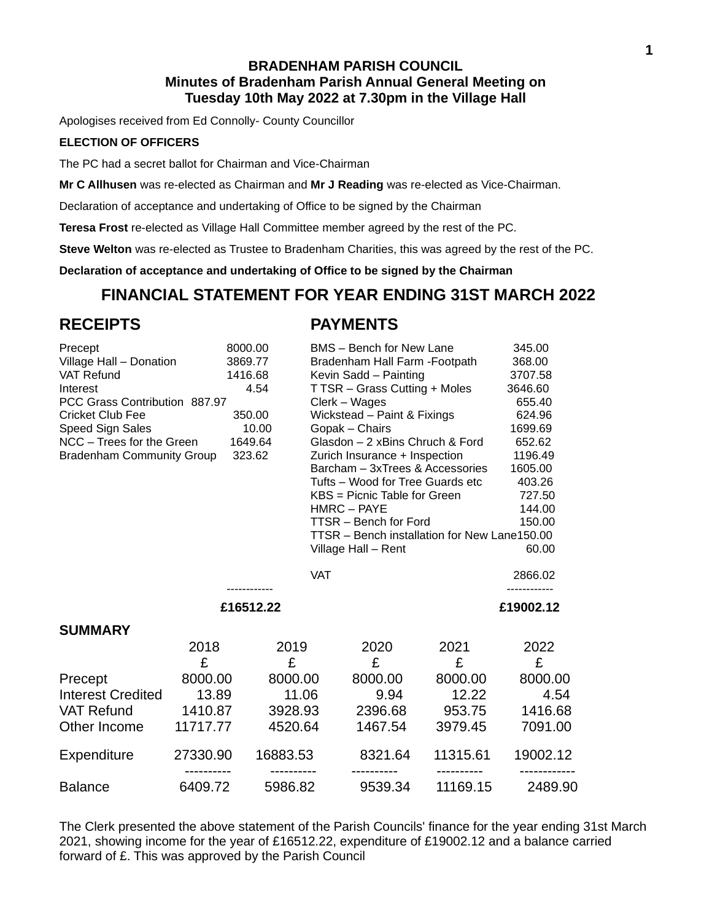**BRADENHAM PARISH COUNCIL**
**Minutes of Bradenham Parish Annual General Meeting on**
**Tuesday 10th May 2022 at 7.30pm in the Village Hall**

Apologises received from Ed Connolly- County Councillor

**ELECTION OF OFFICERS**

The PC had a secret ballot for Chairman and Vice-Chairman

**Mr C Allhusen** was re-elected as Chairman and **Mr J Reading** was re-elected as Vice-Chairman.

Declaration of acceptance and undertaking of Office to be signed by the Chairman

**Teresa Frost** re-elected as Village Hall Committee member agreed by the rest of the PC.

**Steve Welton** was re-elected as Trustee to Bradenham Charities, this was agreed by the rest of the PC.

**Declaration of acceptance and undertaking of Office to be signed by the Chairman**

## FINANCIAL STATEMENT FOR YEAR ENDING 31ST MARCH 2022

| RECEIPTS | | PAYMENTS | |
|---|---|---|---|
| Precept | 8000.00 | BMS – Bench for New Lane | 345.00 |
| Village Hall – Donation | 3869.77 | Bradenham Hall Farm -Footpath | 368.00 |
| VAT Refund | 1416.68 | Kevin Sadd – Painting | 3707.58 |
| Interest | 4.54 | T TSR – Grass Cutting + Moles | 3646.60 |
| PCC Grass Contribution | 887.97 | Clerk – Wages | 655.40 |
| Cricket Club Fee | 350.00 | Wickstead – Paint & Fixings | 624.96 |
| Speed Sign Sales | 10.00 | Gopak – Chairs | 1699.69 |
| NCC – Trees for the Green | 1649.64 | Glasdon – 2 xBins Chruch & Ford | 652.62 |
| Bradenham Community Group | 323.62 | Zurich Insurance + Inspection | 1196.49 |
| | | Barcham – 3xTrees & Accessories | 1605.00 |
| | | Tufts – Wood for Tree Guards etc | 403.26 |
| | | KBS = Picnic Table for Green | 727.50 |
| | | HMRC – PAYE | 144.00 |
| | | TTSR – Bench for Ford | 150.00 |
| | | TTSR – Bench installation for New Lane | 150.00 |
| | | Village Hall – Rent | 60.00 |
| | | VAT | 2866.02 |
| | **£16512.22** | | **£19002.12** |

**SUMMARY**

| | 2018 | 2019 | 2020 | 2021 | 2022 |
|---|---|---|---|---|---|
| | £ | £ | £ | £ | £ |
| Precept | 8000.00 | 8000.00 | 8000.00 | 8000.00 | 8000.00 |
| Interest Credited | 13.89 | 11.06 | 9.94 | 12.22 | 4.54 |
| VAT Refund | 1410.87 | 3928.93 | 2396.68 | 953.75 | 1416.68 |
| Other Income | 11717.77 | 4520.64 | 1467.54 | 3979.45 | 7091.00 |
| Expenditure | 27330.90 | 16883.53 | 8321.64 | 11315.61 | 19002.12 |
| Balance | 6409.72 | 5986.82 | 9539.34 | 11169.15 | 2489.90 |

The Clerk presented the above statement of the Parish Councils' finance for the year ending 31st March 2021, showing income for the year of £16512.22, expenditure of £19002.12 and a balance carried forward of £. This was approved by the Parish Council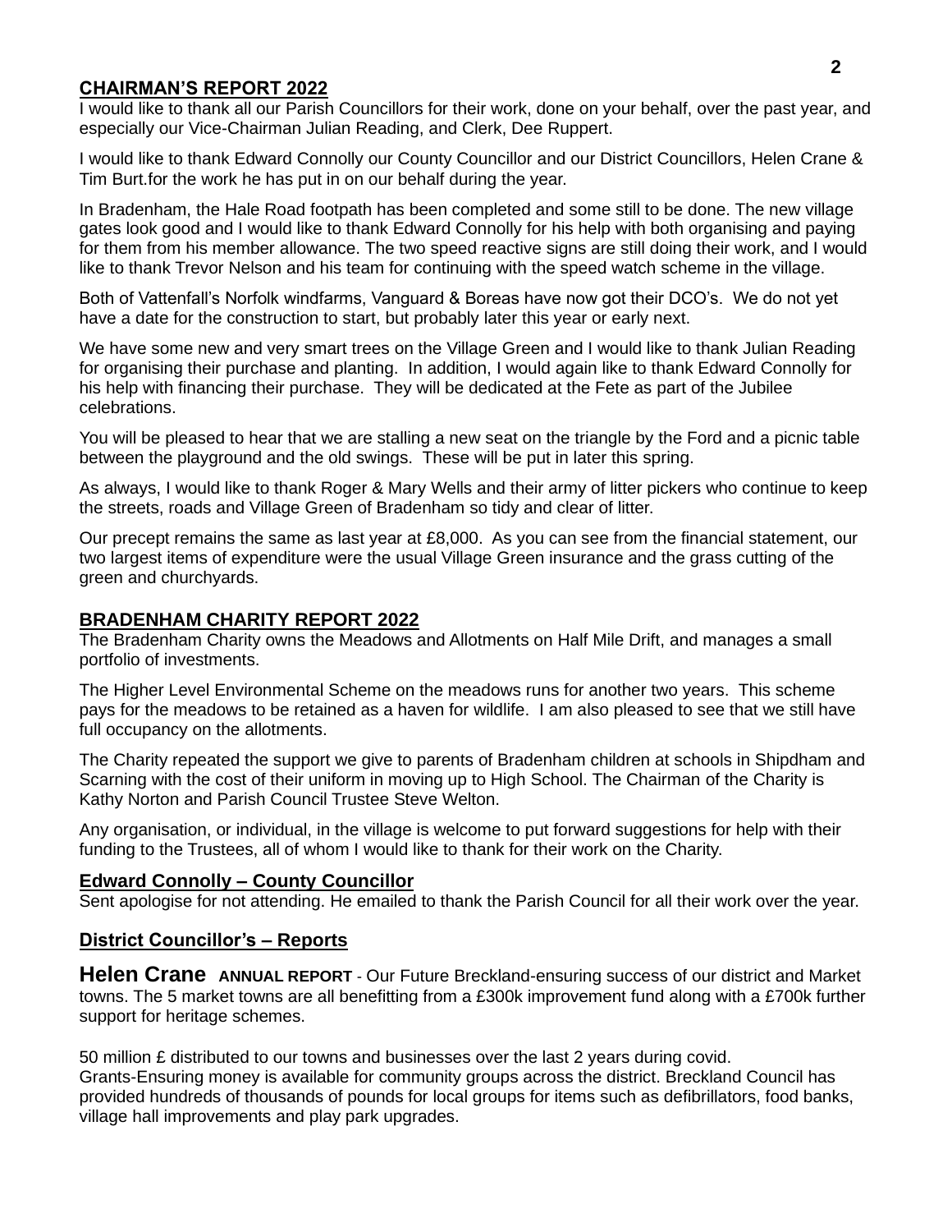## CHAIRMAN'S REPORT 2022

I would like to thank all our Parish Councillors for their work, done on your behalf, over the past year, and especially our Vice-Chairman Julian Reading, and Clerk, Dee Ruppert.

I would like to thank Edward Connolly our County Councillor and our District Councillors, Helen Crane & Tim Burt.for the work he has put in on our behalf during the year.

In Bradenham, the Hale Road footpath has been completed and some still to be done. The new village gates look good and I would like to thank Edward Connolly for his help with both organising and paying for them from his member allowance. The two speed reactive signs are still doing their work, and I would like to thank Trevor Nelson and his team for continuing with the speed watch scheme in the village.

Both of Vattenfall's Norfolk windfarms, Vanguard & Boreas have now got their DCO's. We do not yet have a date for the construction to start, but probably later this year or early next.

We have some new and very smart trees on the Village Green and I would like to thank Julian Reading for organising their purchase and planting. In addition, I would again like to thank Edward Connolly for his help with financing their purchase. They will be dedicated at the Fete as part of the Jubilee celebrations.

You will be pleased to hear that we are stalling a new seat on the triangle by the Ford and a picnic table between the playground and the old swings. These will be put in later this spring.

As always, I would like to thank Roger & Mary Wells and their army of litter pickers who continue to keep the streets, roads and Village Green of Bradenham so tidy and clear of litter.

Our precept remains the same as last year at £8,000. As you can see from the financial statement, our two largest items of expenditure were the usual Village Green insurance and the grass cutting of the green and churchyards.

## BRADENHAM CHARITY REPORT 2022

The Bradenham Charity owns the Meadows and Allotments on Half Mile Drift, and manages a small portfolio of investments.

The Higher Level Environmental Scheme on the meadows runs for another two years. This scheme pays for the meadows to be retained as a haven for wildlife. I am also pleased to see that we still have full occupancy on the allotments.

The Charity repeated the support we give to parents of Bradenham children at schools in Shipdham and Scarning with the cost of their uniform in moving up to High School. The Chairman of the Charity is Kathy Norton and Parish Council Trustee Steve Welton.

Any organisation, or individual, in the village is welcome to put forward suggestions for help with their funding to the Trustees, all of whom I would like to thank for their work on the Charity.

## Edward Connolly – County Councillor

Sent apologise for not attending. He emailed to thank the Parish Council for all their work over the year.

## District Councillor's – Reports

**Helen Crane** **ANNUAL REPORT** - Our Future Breckland-ensuring success of our district and Market towns. The 5 market towns are all benefitting from a £300k improvement fund along with a £700k further support for heritage schemes.

50 million £ distributed to our towns and businesses over the last 2 years during covid.
Grants-Ensuring money is available for community groups across the district. Breckland Council has provided hundreds of thousands of pounds for local groups for items such as defibrillators, food banks, village hall improvements and play park upgrades.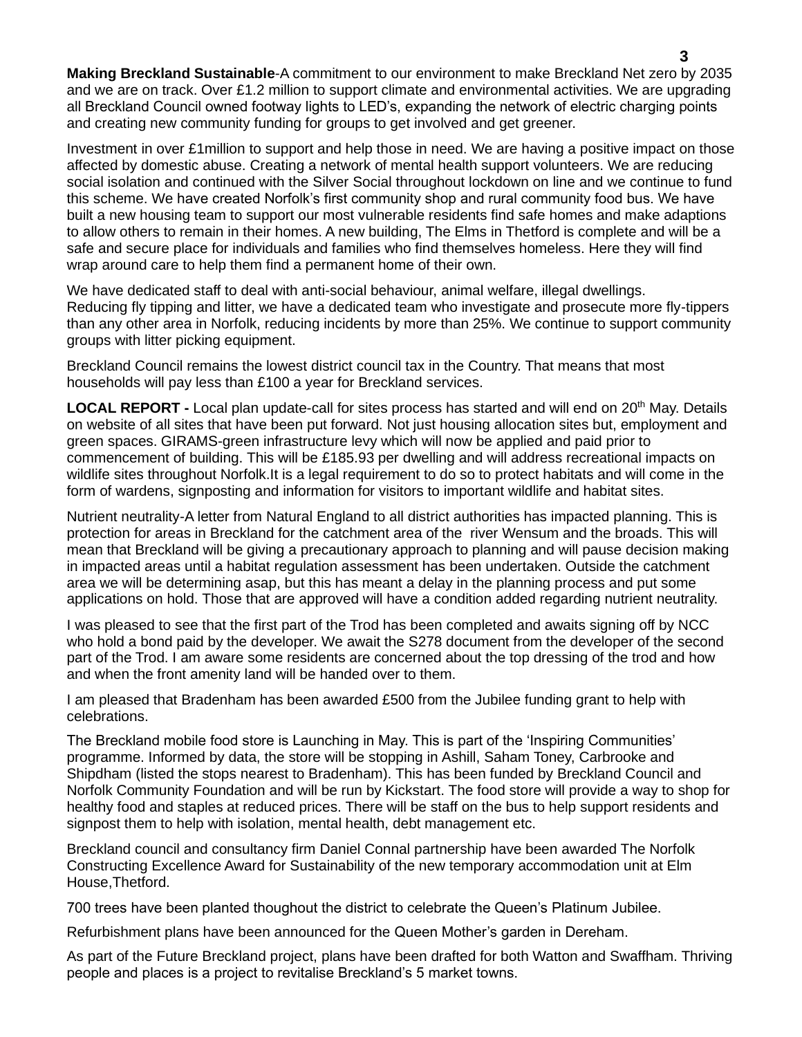**Making Breckland Sustainable**-A commitment to our environment to make Breckland Net zero by 2035 and we are on track. Over £1.2 million to support climate and environmental activities. We are upgrading all Breckland Council owned footway lights to LED's, expanding the network of electric charging points and creating new community funding for groups to get involved and get greener.

Investment in over £1million to support and help those in need. We are having a positive impact on those affected by domestic abuse. Creating a network of mental health support volunteers. We are reducing social isolation and continued with the Silver Social throughout lockdown on line and we continue to fund this scheme. We have created Norfolk's first community shop and rural community food bus. We have built a new housing team to support our most vulnerable residents find safe homes and make adaptions to allow others to remain in their homes. A new building, The Elms in Thetford is complete and will be a safe and secure place for individuals and families who find themselves homeless. Here they will find wrap around care to help them find a permanent home of their own.

We have dedicated staff to deal with anti-social behaviour, animal welfare, illegal dwellings. Reducing fly tipping and litter, we have a dedicated team who investigate and prosecute more fly-tippers than any other area in Norfolk, reducing incidents by more than 25%. We continue to support community groups with litter picking equipment.

Breckland Council remains the lowest district council tax in the Country. That means that most households will pay less than £100 a year for Breckland services.

**LOCAL REPORT -** Local plan update-call for sites process has started and will end on 20th May. Details on website of all sites that have been put forward. Not just housing allocation sites but, employment and green spaces. GIRAMS-green infrastructure levy which will now be applied and paid prior to commencement of building. This will be £185.93 per dwelling and will address recreational impacts on wildlife sites throughout Norfolk.It is a legal requirement to do so to protect habitats and will come in the form of wardens, signposting and information for visitors to important wildlife and habitat sites.

Nutrient neutrality-A letter from Natural England to all district authorities has impacted planning. This is protection for areas in Breckland for the catchment area of the river Wensum and the broads. This will mean that Breckland will be giving a precautionary approach to planning and will pause decision making in impacted areas until a habitat regulation assessment has been undertaken. Outside the catchment area we will be determining asap, but this has meant a delay in the planning process and put some applications on hold. Those that are approved will have a condition added regarding nutrient neutrality.

I was pleased to see that the first part of the Trod has been completed and awaits signing off by NCC who hold a bond paid by the developer. We await the S278 document from the developer of the second part of the Trod. I am aware some residents are concerned about the top dressing of the trod and how and when the front amenity land will be handed over to them.

I am pleased that Bradenham has been awarded £500 from the Jubilee funding grant to help with celebrations.

The Breckland mobile food store is Launching in May. This is part of the 'Inspiring Communities' programme. Informed by data, the store will be stopping in Ashill, Saham Toney, Carbrooke and Shipdham (listed the stops nearest to Bradenham). This has been funded by Breckland Council and Norfolk Community Foundation and will be run by Kickstart. The food store will provide a way to shop for healthy food and staples at reduced prices. There will be staff on the bus to help support residents and signpost them to help with isolation, mental health, debt management etc.

Breckland council and consultancy firm Daniel Connal partnership have been awarded The Norfolk Constructing Excellence Award for Sustainability of the new temporary accommodation unit at Elm House,Thetford.

700 trees have been planted thoughout the district to celebrate the Queen's Platinum Jubilee.

Refurbishment plans have been announced for the Queen Mother's garden in Dereham.

As part of the Future Breckland project, plans have been drafted for both Watton and Swaffham. Thriving people and places is a project to revitalise Breckland's 5 market towns.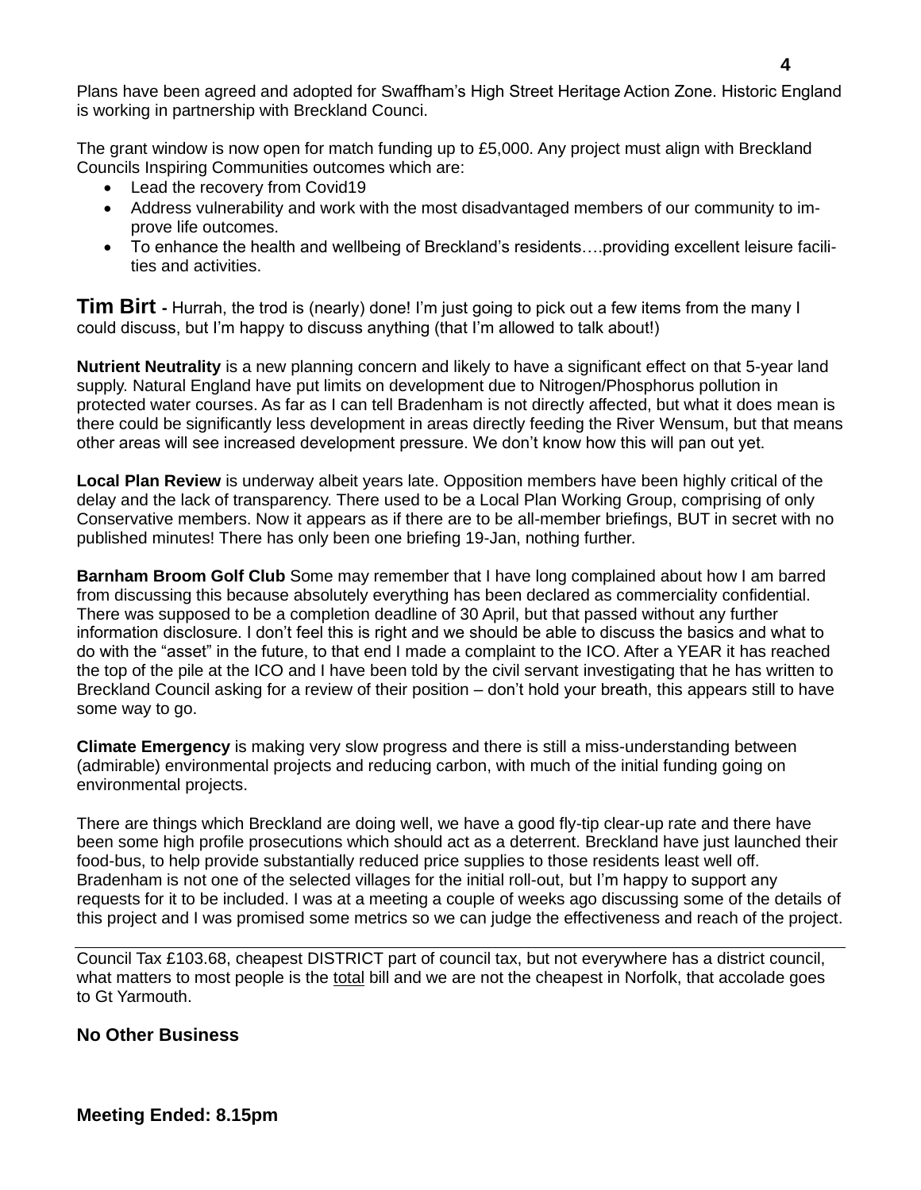Plans have been agreed and adopted for Swaffham's High Street Heritage Action Zone. Historic England is working in partnership with Breckland Counci.

The grant window is now open for match funding up to £5,000. Any project must align with Breckland Councils Inspiring Communities outcomes which are:

- Lead the recovery from Covid19
- Address vulnerability and work with the most disadvantaged members of our community to improve life outcomes.
- To enhance the health and wellbeing of Breckland's residents….providing excellent leisure facilities and activities.

**Tim Birt** - Hurrah, the trod is (nearly) done! I'm just going to pick out a few items from the many I could discuss, but I'm happy to discuss anything (that I'm allowed to talk about!)

**Nutrient Neutrality** is a new planning concern and likely to have a significant effect on that 5-year land supply. Natural England have put limits on development due to Nitrogen/Phosphorus pollution in protected water courses. As far as I can tell Bradenham is not directly affected, but what it does mean is there could be significantly less development in areas directly feeding the River Wensum, but that means other areas will see increased development pressure. We don't know how this will pan out yet.

**Local Plan Review** is underway albeit years late. Opposition members have been highly critical of the delay and the lack of transparency. There used to be a Local Plan Working Group, comprising of only Conservative members. Now it appears as if there are to be all-member briefings, BUT in secret with no published minutes! There has only been one briefing 19-Jan, nothing further.

**Barnham Broom Golf Club** Some may remember that I have long complained about how I am barred from discussing this because absolutely everything has been declared as commerciality confidential. There was supposed to be a completion deadline of 30 April, but that passed without any further information disclosure. I don't feel this is right and we should be able to discuss the basics and what to do with the "asset" in the future, to that end I made a complaint to the ICO. After a YEAR it has reached the top of the pile at the ICO and I have been told by the civil servant investigating that he has written to Breckland Council asking for a review of their position – don't hold your breath, this appears still to have some way to go.

**Climate Emergency** is making very slow progress and there is still a miss-understanding between (admirable) environmental projects and reducing carbon, with much of the initial funding going on environmental projects.

There are things which Breckland are doing well, we have a good fly-tip clear-up rate and there have been some high profile prosecutions which should act as a deterrent. Breckland have just launched their food-bus, to help provide substantially reduced price supplies to those residents least well off. Bradenham is not one of the selected villages for the initial roll-out, but I'm happy to support any requests for it to be included. I was at a meeting a couple of weeks ago discussing some of the details of this project and I was promised some metrics so we can judge the effectiveness and reach of the project.

---

Council Tax £103.68, cheapest DISTRICT part of council tax, but not everywhere has a district council, what matters to most people is the total bill and we are not the cheapest in Norfolk, that accolade goes to Gt Yarmouth.

**No Other Business**

**Meeting Ended: 8.15pm**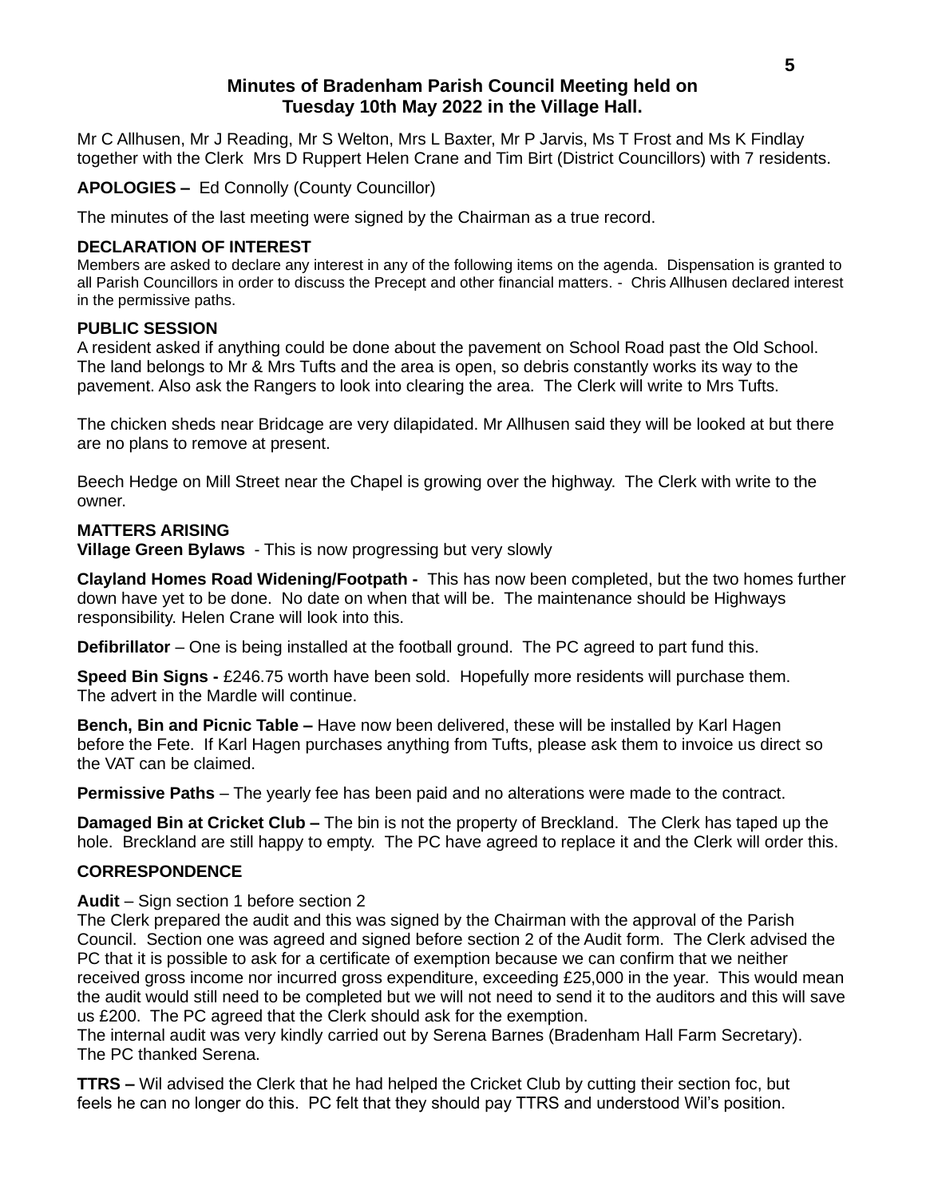# Minutes of Bradenham Parish Council Meeting held on Tuesday 10th May 2022 in the Village Hall.

Mr C Allhusen, Mr J Reading, Mr S Welton, Mrs L Baxter, Mr P Jarvis, Ms T Frost and Ms K Findlay together with the Clerk Mrs D Ruppert Helen Crane and Tim Birt (District Councillors) with 7 residents.

**APOLOGIES –** Ed Connolly (County Councillor)

The minutes of the last meeting were signed by the Chairman as a true record.

**DECLARATION OF INTEREST**

Members are asked to declare any interest in any of the following items on the agenda. Dispensation is granted to all Parish Councillors in order to discuss the Precept and other financial matters. - Chris Allhusen declared interest in the permissive paths.

**PUBLIC SESSION**

A resident asked if anything could be done about the pavement on School Road past the Old School. The land belongs to Mr & Mrs Tufts and the area is open, so debris constantly works its way to the pavement. Also ask the Rangers to look into clearing the area. The Clerk will write to Mrs Tufts.

The chicken sheds near Bridcage are very dilapidated. Mr Allhusen said they will be looked at but there are no plans to remove at present.

Beech Hedge on Mill Street near the Chapel is growing over the highway. The Clerk with write to the owner.

**MATTERS ARISING**

**Village Green Bylaws** - This is now progressing but very slowly

**Clayland Homes Road Widening/Footpath -** This has now been completed, but the two homes further down have yet to be done. No date on when that will be. The maintenance should be Highways responsibility. Helen Crane will look into this.

**Defibrillator** – One is being installed at the football ground. The PC agreed to part fund this.

**Speed Bin Signs -** £246.75 worth have been sold. Hopefully more residents will purchase them. The advert in the Mardle will continue.

**Bench, Bin and Picnic Table –** Have now been delivered, these will be installed by Karl Hagen before the Fete. If Karl Hagen purchases anything from Tufts, please ask them to invoice us direct so the VAT can be claimed.

**Permissive Paths** – The yearly fee has been paid and no alterations were made to the contract.

**Damaged Bin at Cricket Club –** The bin is not the property of Breckland. The Clerk has taped up the hole. Breckland are still happy to empty. The PC have agreed to replace it and the Clerk will order this.

**CORRESPONDENCE**

**Audit** – Sign section 1 before section 2

The Clerk prepared the audit and this was signed by the Chairman with the approval of the Parish Council. Section one was agreed and signed before section 2 of the Audit form. The Clerk advised the PC that it is possible to ask for a certificate of exemption because we can confirm that we neither received gross income nor incurred gross expenditure, exceeding £25,000 in the year. This would mean the audit would still need to be completed but we will not need to send it to the auditors and this will save us £200. The PC agreed that the Clerk should ask for the exemption.

The internal audit was very kindly carried out by Serena Barnes (Bradenham Hall Farm Secretary). The PC thanked Serena.

**TTRS –** Wil advised the Clerk that he had helped the Cricket Club by cutting their section foc, but feels he can no longer do this. PC felt that they should pay TTRS and understood Wil's position.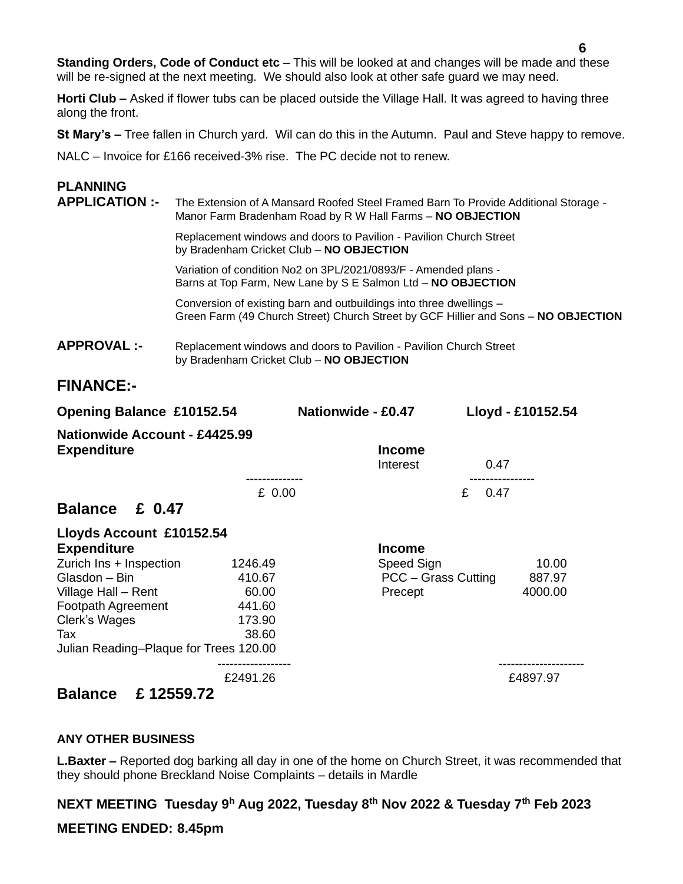**Standing Orders, Code of Conduct etc** – This will be looked at and changes will be made and these will be re-signed at the next meeting. We should also look at other safe guard we may need.

**Horti Club –** Asked if flower tubs can be placed outside the Village Hall. It was agreed to having three along the front.

**St Mary's –** Tree fallen in Church yard. Wil can do this in the Autumn. Paul and Steve happy to remove.

NALC – Invoice for £166 received-3% rise. The PC decide not to renew.

**PLANNING APPLICATION :-**

The Extension of A Mansard Roofed Steel Framed Barn To Provide Additional Storage - Manor Farm Bradenham Road by R W Hall Farms – **NO OBJECTION**

Replacement windows and doors to Pavilion - Pavilion Church Street by Bradenham Cricket Club – **NO OBJECTION**

Variation of condition No2 on 3PL/2021/0893/F - Amended plans - Barns at Top Farm, New Lane by S E Salmon Ltd – **NO OBJECTION**

Conversion of existing barn and outbuildings into three dwellings – Green Farm (49 Church Street) Church Street by GCF Hillier and Sons – **NO OBJECTION**

**APPROVAL :-**

Replacement windows and doors to Pavilion - Pavilion Church Street by Bradenham Cricket Club – **NO OBJECTION**

## FINANCE:-

**Opening Balance £10152.54 Nationwide - £0.47 Lloyd - £10152.54**

**Nationwide Account - £4425.99**

| **Expenditure** | | **Income** | |
|---|---|---|---|
| | | Interest | 0.47 |
| | £ 0.00 | | £ 0.47 |

**Balance £ 0.47**

**Lloyds Account £10152.54**

| **Expenditure** | | **Income** | |
|---|---|---|---|
| Zurich Ins + Inspection | 1246.49 | Speed Sign | 10.00 |
| Glasdon – Bin | 410.67 | PCC – Grass Cutting | 887.97 |
| Village Hall – Rent | 60.00 | Precept | 4000.00 |
| Footpath Agreement | 441.60 | | |
| Clerk's Wages | 173.90 | | |
| Tax | 38.60 | | |
| Julian Reading–Plaque for Trees | 120.00 | | |
| | £2491.26 | | £4897.97 |

**Balance £ 12559.72**

**ANY OTHER BUSINESS**

**L.Baxter –** Reported dog barking all day in one of the home on Church Street, it was recommended that they should phone Breckland Noise Complaints – details in Mardle

**NEXT MEETING Tuesday 9h Aug 2022, Tuesday 8th Nov 2022 & Tuesday 7th Feb 2023**

**MEETING ENDED: 8.45pm**